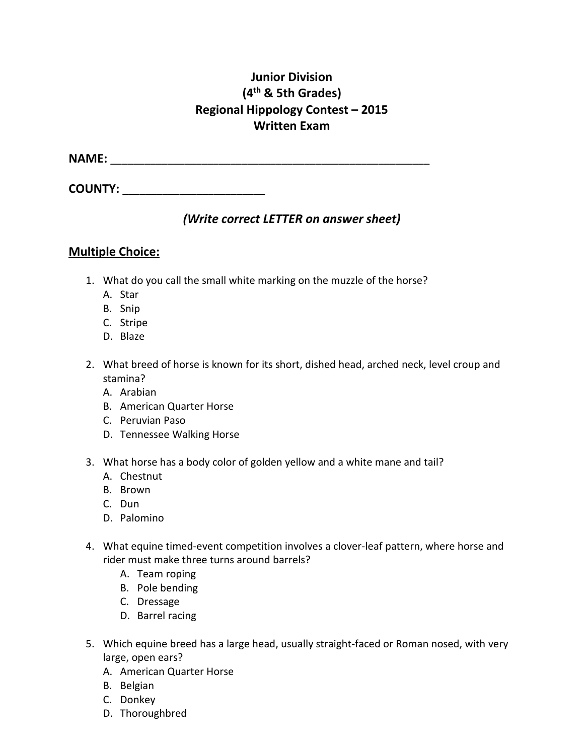# Junior Division
## (4th & 5th Grades)
## Regional Hippology Contest – 2015
## Written Exam

**NAME:** ______________________________________________________

**COUNTY:** ________________________

***(Write correct LETTER on answer sheet)***

## Multiple Choice:

1. What do you call the small white marking on the muzzle of the horse?
   A. Star
   B. Snip
   C. Stripe
   D. Blaze

2. What breed of horse is known for its short, dished head, arched neck, level croup and stamina?
   A. Arabian
   B. American Quarter Horse
   C. Peruvian Paso
   D. Tennessee Walking Horse

3. What horse has a body color of golden yellow and a white mane and tail?
   A. Chestnut
   B. Brown
   C. Dun
   D. Palomino

4. What equine timed-event competition involves a clover-leaf pattern, where horse and rider must make three turns around barrels?
   A. Team roping
   B. Pole bending
   C. Dressage
   D. Barrel racing

5. Which equine breed has a large head, usually straight-faced or Roman nosed, with very large, open ears?
   A. American Quarter Horse
   B. Belgian
   C. Donkey
   D. Thoroughbred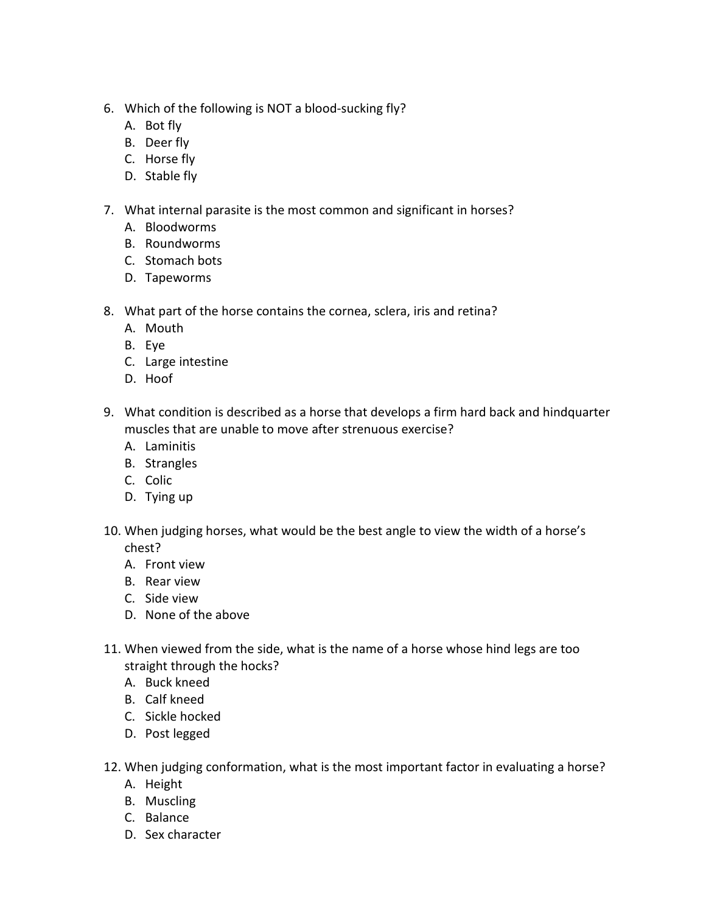6. Which of the following is NOT a blood-sucking fly?
   A. Bot fly
   B. Deer fly
   C. Horse fly
   D. Stable fly

7. What internal parasite is the most common and significant in horses?
   A. Bloodworms
   B. Roundworms
   C. Stomach bots
   D. Tapeworms

8. What part of the horse contains the cornea, sclera, iris and retina?
   A. Mouth
   B. Eye
   C. Large intestine
   D. Hoof

9. What condition is described as a horse that develops a firm hard back and hindquarter muscles that are unable to move after strenuous exercise?
   A. Laminitis
   B. Strangles
   C. Colic
   D. Tying up

10. When judging horses, what would be the best angle to view the width of a horse's chest?
    A. Front view
    B. Rear view
    C. Side view
    D. None of the above

11. When viewed from the side, what is the name of a horse whose hind legs are too straight through the hocks?
    A. Buck kneed
    B. Calf kneed
    C. Sickle hocked
    D. Post legged

12. When judging conformation, what is the most important factor in evaluating a horse?
    A. Height
    B. Muscling
    C. Balance
    D. Sex character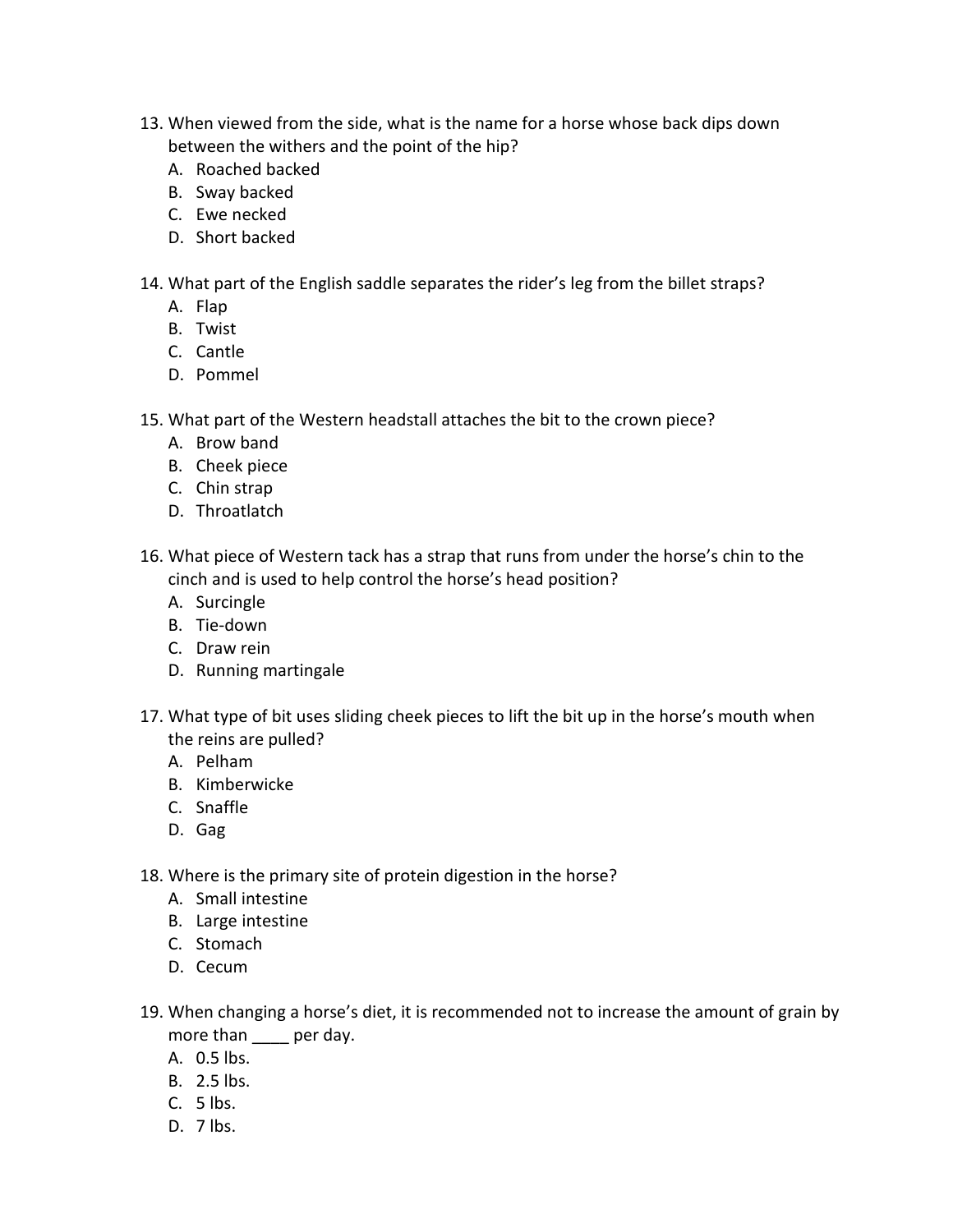13. When viewed from the side, what is the name for a horse whose back dips down between the withers and the point of the hip?
    A. Roached backed
    B. Sway backed
    C. Ewe necked
    D. Short backed

14. What part of the English saddle separates the rider's leg from the billet straps?
    A. Flap
    B. Twist
    C. Cantle
    D. Pommel

15. What part of the Western headstall attaches the bit to the crown piece?
    A. Brow band
    B. Cheek piece
    C. Chin strap
    D. Throatlatch

16. What piece of Western tack has a strap that runs from under the horse's chin to the cinch and is used to help control the horse's head position?
    A. Surcingle
    B. Tie-down
    C. Draw rein
    D. Running martingale

17. What type of bit uses sliding cheek pieces to lift the bit up in the horse's mouth when the reins are pulled?
    A. Pelham
    B. Kimberwicke
    C. Snaffle
    D. Gag

18. Where is the primary site of protein digestion in the horse?
    A. Small intestine
    B. Large intestine
    C. Stomach
    D. Cecum

19. When changing a horse's diet, it is recommended not to increase the amount of grain by more than ____ per day.
    A. 0.5 lbs.
    B. 2.5 lbs.
    C. 5 lbs.
    D. 7 lbs.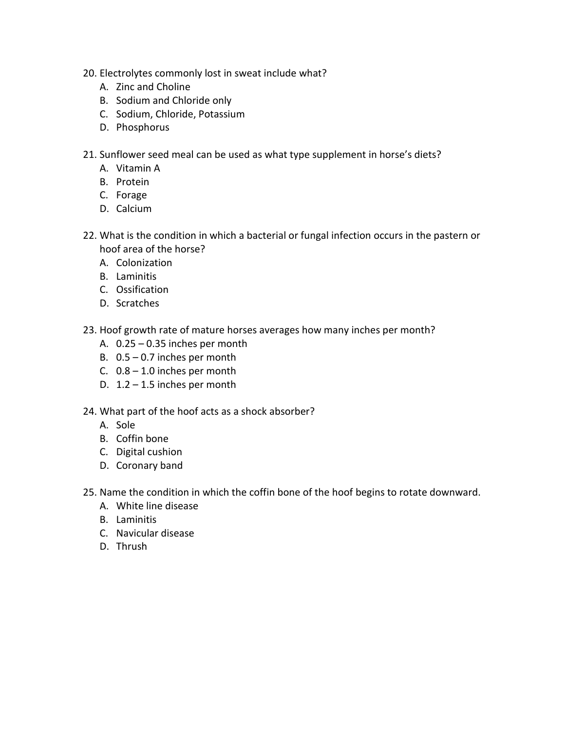20. Electrolytes commonly lost in sweat include what?
    A. Zinc and Choline
    B. Sodium and Chloride only
    C. Sodium, Chloride, Potassium
    D. Phosphorus

21. Sunflower seed meal can be used as what type supplement in horse's diets?
    A. Vitamin A
    B. Protein
    C. Forage
    D. Calcium

22. What is the condition in which a bacterial or fungal infection occurs in the pastern or hoof area of the horse?
    A. Colonization
    B. Laminitis
    C. Ossification
    D. Scratches

23. Hoof growth rate of mature horses averages how many inches per month?
    A. 0.25 – 0.35 inches per month
    B. 0.5 – 0.7 inches per month
    C. 0.8 – 1.0 inches per month
    D. 1.2 – 1.5 inches per month

24. What part of the hoof acts as a shock absorber?
    A. Sole
    B. Coffin bone
    C. Digital cushion
    D. Coronary band

25. Name the condition in which the coffin bone of the hoof begins to rotate downward.
    A. White line disease
    B. Laminitis
    C. Navicular disease
    D. Thrush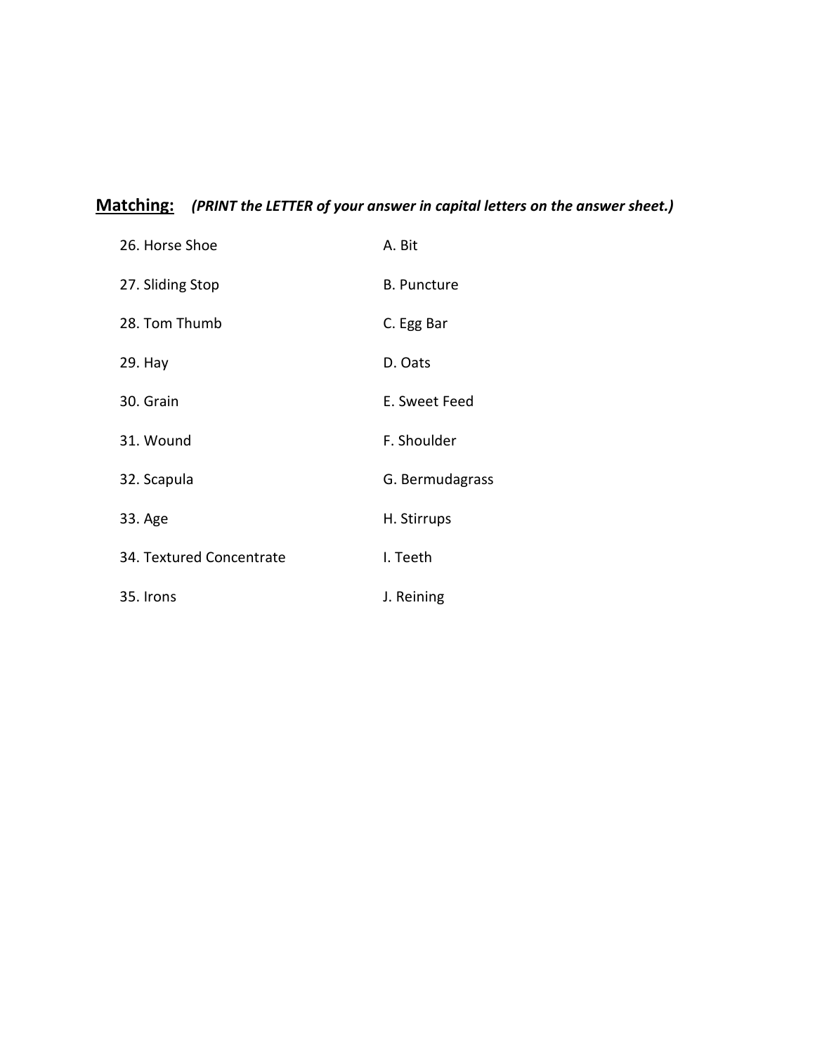**Matching:** ***(PRINT the LETTER of your answer in capital letters on the answer sheet.)***

| | |
|---|---|
| 26. Horse Shoe | A. Bit |
| 27. Sliding Stop | B. Puncture |
| 28. Tom Thumb | C. Egg Bar |
| 29. Hay | D. Oats |
| 30. Grain | E. Sweet Feed |
| 31. Wound | F. Shoulder |
| 32. Scapula | G. Bermudagrass |
| 33. Age | H. Stirrups |
| 34. Textured Concentrate | I. Teeth |
| 35. Irons | J. Reining |